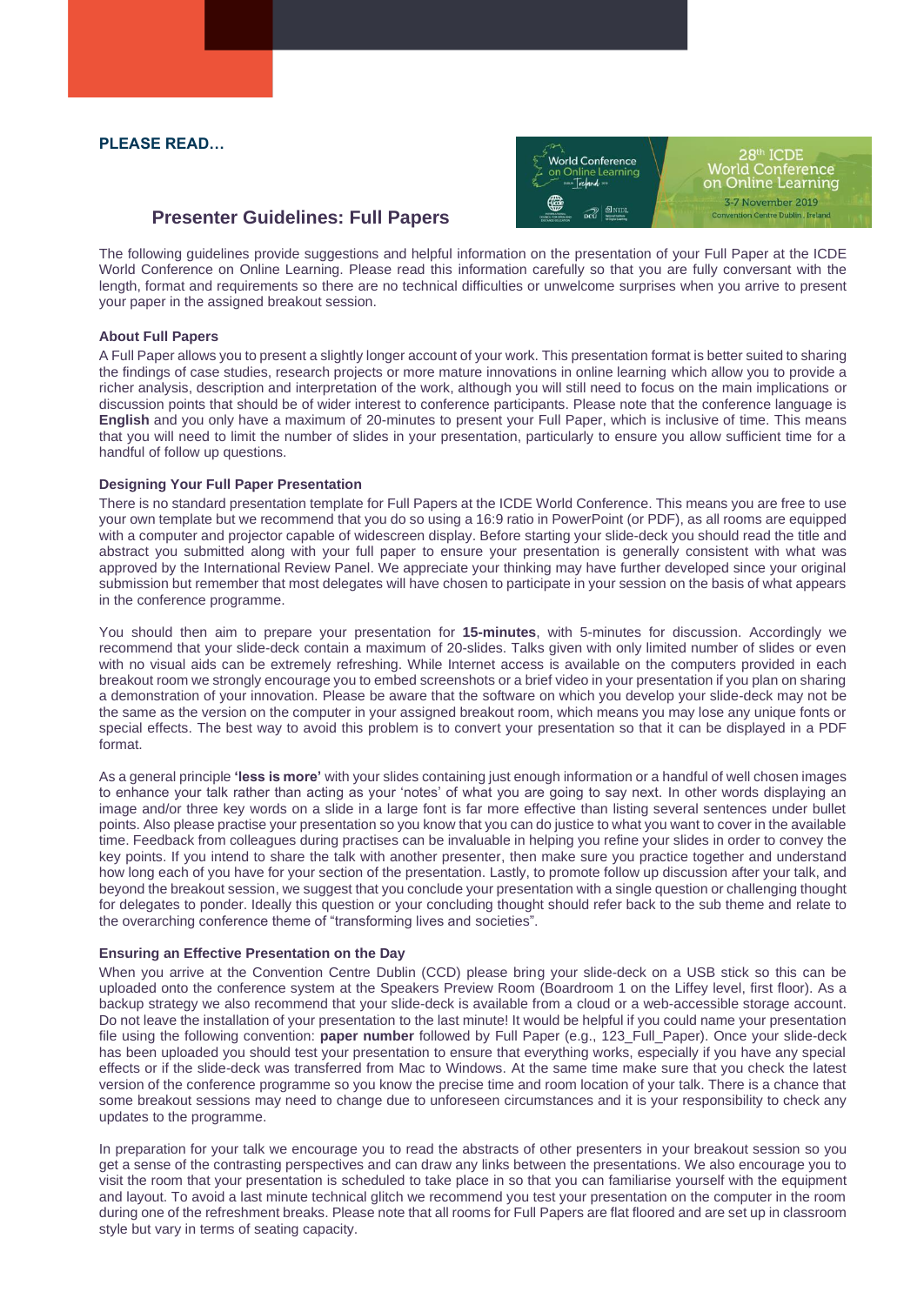**PLEASE READ…**

## Presenter Guidelines: Full Papers

The following guidelines provide suggestions and helpful information on the presentation of your Full Paper at the ICDE World Conference on Online Learning. Please read this information carefully so that you are fully conversant with the length, format and requirements so there are no technical difficulties or unwelcome surprises when you arrive to present your paper in the assigned breakout session.

### About Full Papers

A Full Paper allows you to present a slightly longer account of your work. This presentation format is better suited to sharing the findings of case studies, research projects or more mature innovations in online learning which allow you to provide a richer analysis, description and interpretation of the work, although you will still need to focus on the main implications or discussion points that should be of wider interest to conference participants. Please note that the conference language is **English** and you only have a maximum of 20-minutes to present your Full Paper, which is inclusive of time. This means that you will need to limit the number of slides in your presentation, particularly to ensure you allow sufficient time for a handful of follow up questions.

### Designing Your Full Paper Presentation

There is no standard presentation template for Full Papers at the ICDE World Conference. This means you are free to use your own template but we recommend that you do so using a 16:9 ratio in PowerPoint (or PDF), as all rooms are equipped with a computer and projector capable of widescreen display. Before starting your slide-deck you should read the title and abstract you submitted along with your full paper to ensure your presentation is generally consistent with what was approved by the International Review Panel. We appreciate your thinking may have further developed since your original submission but remember that most delegates will have chosen to participate in your session on the basis of what appears in the conference programme.

You should then aim to prepare your presentation for **15-minutes**, with 5-minutes for discussion. Accordingly we recommend that your slide-deck contain a maximum of 20-slides. Talks given with only limited number of slides or even with no visual aids can be extremely refreshing. While Internet access is available on the computers provided in each breakout room we strongly encourage you to embed screenshots or a brief video in your presentation if you plan on sharing a demonstration of your innovation. Please be aware that the software on which you develop your slide-deck may not be the same as the version on the computer in your assigned breakout room, which means you may lose any unique fonts or special effects. The best way to avoid this problem is to convert your presentation so that it can be displayed in a PDF format.

As a general principle **'less is more'** with your slides containing just enough information or a handful of well chosen images to enhance your talk rather than acting as your 'notes' of what you are going to say next. In other words displaying an image and/or three key words on a slide in a large font is far more effective than listing several sentences under bullet points. Also please practise your presentation so you know that you can do justice to what you want to cover in the available time. Feedback from colleagues during practises can be invaluable in helping you refine your slides in order to convey the key points. If you intend to share the talk with another presenter, then make sure you practice together and understand how long each of you have for your section of the presentation. Lastly, to promote follow up discussion after your talk, and beyond the breakout session, we suggest that you conclude your presentation with a single question or challenging thought for delegates to ponder. Ideally this question or your concluding thought should refer back to the sub theme and relate to the overarching conference theme of "transforming lives and societies".

### Ensuring an Effective Presentation on the Day

When you arrive at the Convention Centre Dublin (CCD) please bring your slide-deck on a USB stick so this can be uploaded onto the conference system at the Speakers Preview Room (Boardroom 1 on the Liffey level, first floor). As a backup strategy we also recommend that your slide-deck is available from a cloud or a web-accessible storage account. Do not leave the installation of your presentation to the last minute! It would be helpful if you could name your presentation file using the following convention: **paper number** followed by Full Paper (e.g., 123_Full_Paper). Once your slide-deck has been uploaded you should test your presentation to ensure that everything works, especially if you have any special effects or if the slide-deck was transferred from Mac to Windows. At the same time make sure that you check the latest version of the conference programme so you know the precise time and room location of your talk. There is a chance that some breakout sessions may need to change due to unforeseen circumstances and it is your responsibility to check any updates to the programme.

In preparation for your talk we encourage you to read the abstracts of other presenters in your breakout session so you get a sense of the contrasting perspectives and can draw any links between the presentations. We also encourage you to visit the room that your presentation is scheduled to take place in so that you can familiarise yourself with the equipment and layout. To avoid a last minute technical glitch we recommend you test your presentation on the computer in the room during one of the refreshment breaks. Please note that all rooms for Full Papers are flat floored and are set up in classroom style but vary in terms of seating capacity.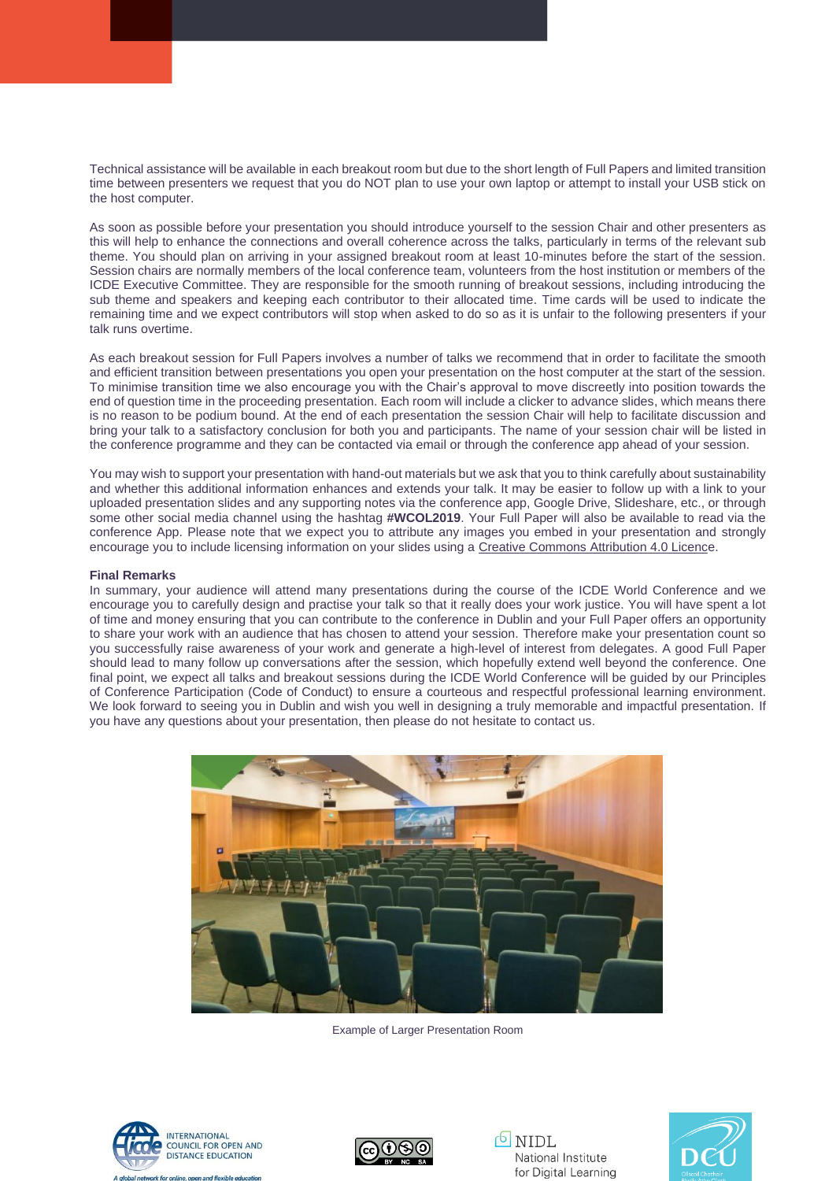Technical assistance will be available in each breakout room but due to the short length of Full Papers and limited transition time between presenters we request that you do NOT plan to use your own laptop or attempt to install your USB stick on the host computer.

As soon as possible before your presentation you should introduce yourself to the session Chair and other presenters as this will help to enhance the connections and overall coherence across the talks, particularly in terms of the relevant sub theme. You should plan on arriving in your assigned breakout room at least 10-minutes before the start of the session. Session chairs are normally members of the local conference team, volunteers from the host institution or members of the ICDE Executive Committee. They are responsible for the smooth running of breakout sessions, including introducing the sub theme and speakers and keeping each contributor to their allocated time. Time cards will be used to indicate the remaining time and we expect contributors will stop when asked to do so as it is unfair to the following presenters if your talk runs overtime.

As each breakout session for Full Papers involves a number of talks we recommend that in order to facilitate the smooth and efficient transition between presentations you open your presentation on the host computer at the start of the session. To minimise transition time we also encourage you with the Chair's approval to move discreetly into position towards the end of question time in the proceeding presentation. Each room will include a clicker to advance slides, which means there is no reason to be podium bound. At the end of each presentation the session Chair will help to facilitate discussion and bring your talk to a satisfactory conclusion for both you and participants. The name of your session chair will be listed in the conference programme and they can be contacted via email or through the conference app ahead of your session.

You may wish to support your presentation with hand-out materials but we ask that you to think carefully about sustainability and whether this additional information enhances and extends your talk. It may be easier to follow up with a link to your uploaded presentation slides and any supporting notes via the conference app, Google Drive, Slideshare, etc., or through some other social media channel using the hashtag **#WCOL2019**. Your Full Paper will also be available to read via the conference App. Please note that we expect you to attribute any images you embed in your presentation and strongly encourage you to include licensing information on your slides using a Creative Commons Attribution 4.0 Licence.

**Final Remarks**

In summary, your audience will attend many presentations during the course of the ICDE World Conference and we encourage you to carefully design and practise your talk so that it really does your work justice. You will have spent a lot of time and money ensuring that you can contribute to the conference in Dublin and your Full Paper offers an opportunity to share your work with an audience that has chosen to attend your session. Therefore make your presentation count so you successfully raise awareness of your work and generate a high-level of interest from delegates. A good Full Paper should lead to many follow up conversations after the session, which hopefully extend well beyond the conference. One final point, we expect all talks and breakout sessions during the ICDE World Conference will be guided by our Principles of Conference Participation (Code of Conduct) to ensure a courteous and respectful professional learning environment. We look forward to seeing you in Dublin and wish you well in designing a truly memorable and impactful presentation. If you have any questions about your presentation, then please do not hesitate to contact us.

Example of Larger Presentation Room